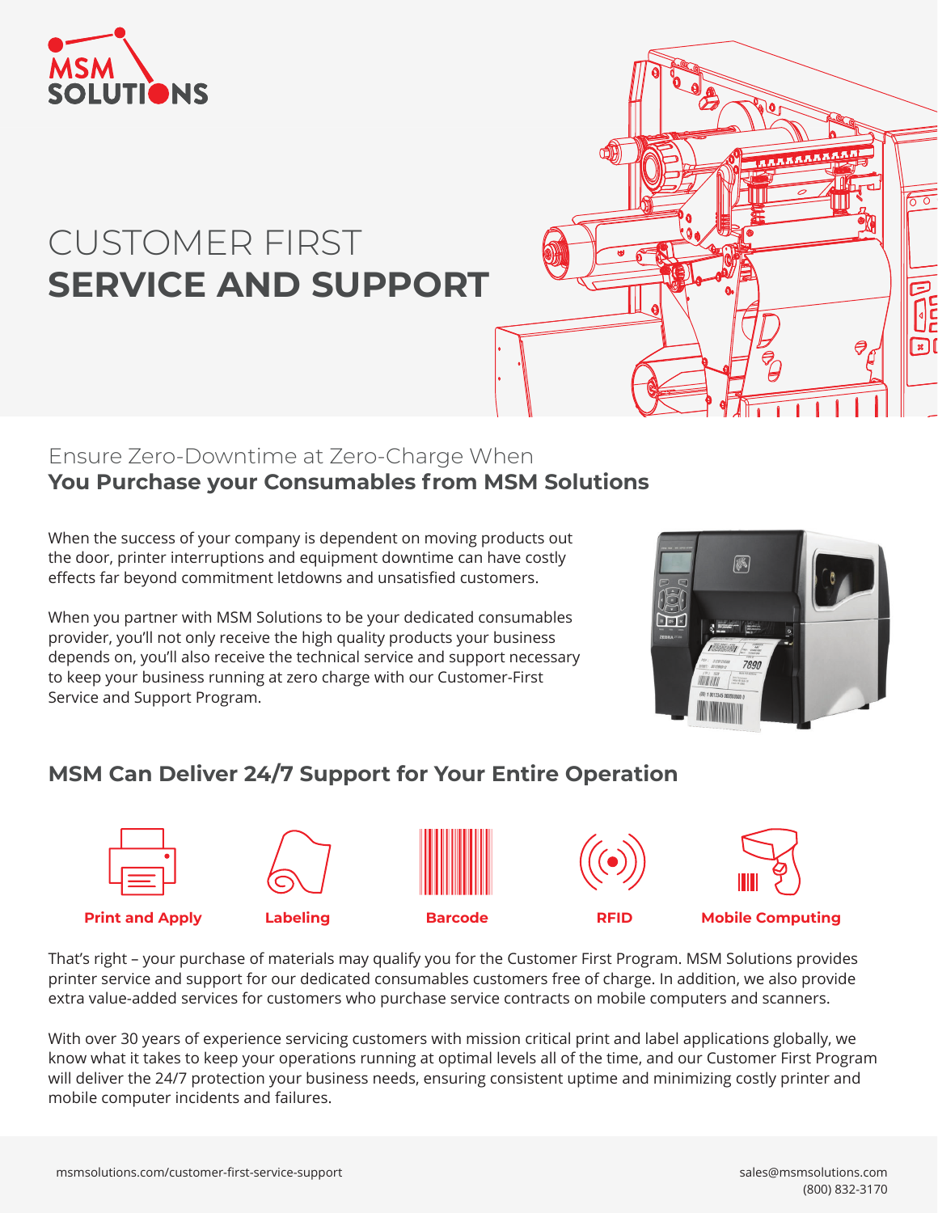MSM SOLUTIONS

# CUSTOMER FIRST
# SERVICE AND SUPPORT

## Ensure Zero-Downtime at Zero-Charge When **You Purchase your Consumables from MSM Solutions**

When the success of your company is dependent on moving products out the door, printer interruptions and equipment downtime can have costly effects far beyond commitment letdowns and unsatisfied customers.

When you partner with MSM Solutions to be your dedicated consumables provider, you'll not only receive the high quality products your business depends on, you'll also receive the technical service and support necessary to keep your business running at zero charge with our Customer-First Service and Support Program.

## MSM Can Deliver 24/7 Support for Your Entire Operation

**Print and Apply**

**Labeling**

**Barcode**

**RFID**

**Mobile Computing**

That's right – your purchase of materials may qualify you for the Customer First Program. MSM Solutions provides printer service and support for our dedicated consumables customers free of charge. In addition, we also provide extra value-added services for customers who purchase service contracts on mobile computers and scanners.

With over 30 years of experience servicing customers with mission critical print and label applications globally, we know what it takes to keep your operations running at optimal levels all of the time, and our Customer First Program will deliver the 24/7 protection your business needs, ensuring consistent uptime and minimizing costly printer and mobile computer incidents and failures.

msmsolutions.com/customer-first-service-support

sales@msmsolutions.com
(800) 832-3170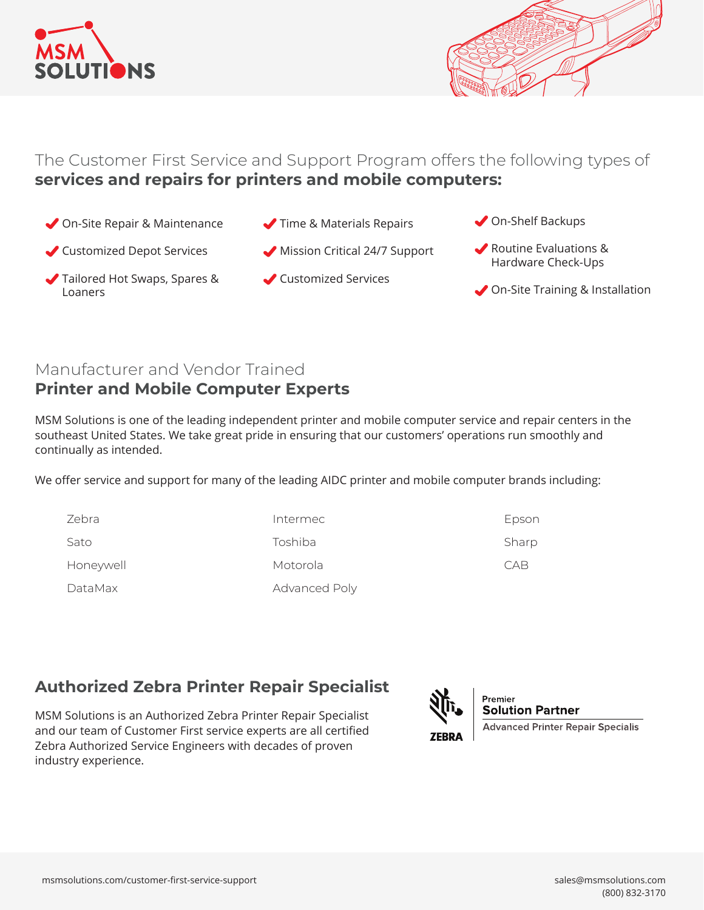MSM SOLUTIONS

The Customer First Service and Support Program offers the following types of **services and repairs for printers and mobile computers:**

- On-Site Repair & Maintenance
- Customized Depot Services
- Tailored Hot Swaps, Spares & Loaners
- Time & Materials Repairs
- Mission Critical 24/7 Support
- Customized Services
- On-Shelf Backups
- Routine Evaluations & Hardware Check-Ups
- On-Site Training & Installation

## Manufacturer and Vendor Trained **Printer and Mobile Computer Experts**

MSM Solutions is one of the leading independent printer and mobile computer service and repair centers in the southeast United States. We take great pride in ensuring that our customers' operations run smoothly and continually as intended.

We offer service and support for many of the leading AIDC printer and mobile computer brands including:

| | | |
|---|---|---|
| Zebra | Intermec | Epson |
| Sato | Toshiba | Sharp |
| Honeywell | Motorola | CAB |
| DataMax | Advanced Poly | |

## Authorized Zebra Printer Repair Specialist

MSM Solutions is an Authorized Zebra Printer Repair Specialist and our team of Customer First service experts are all certified Zebra Authorized Service Engineers with decades of proven industry experience.

ZEBRA Premier Solution Partner Advanced Printer Repair Specialis

msmsolutions.com/customer-first-service-support

sales@msmsolutions.com
(800) 832-3170